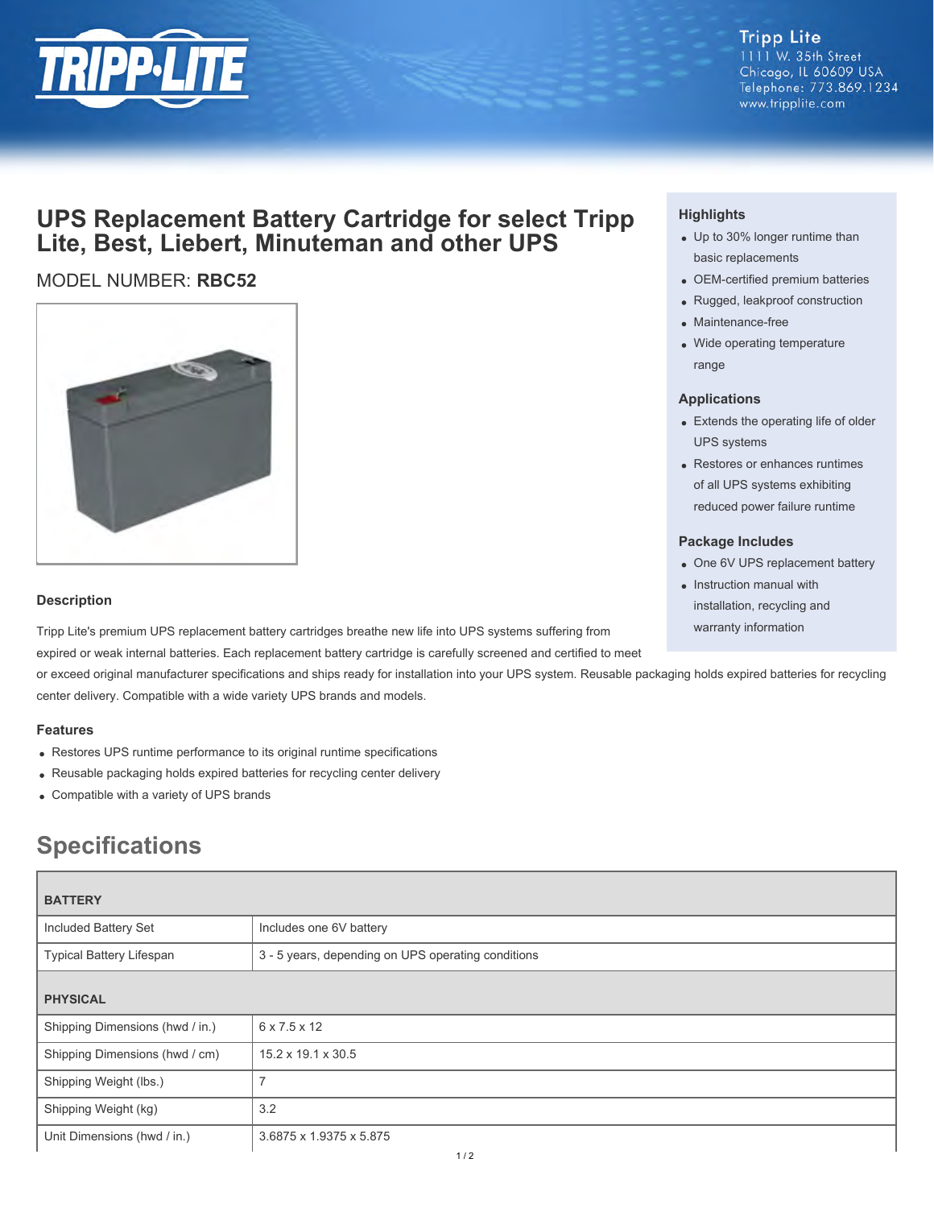Tripp Lite
1111 W. 35th Street
Chicago, IL 60609 USA
Telephone: 773.869.1234
www.tripplite.com

# UPS Replacement Battery Cartridge for select Tripp Lite, Best, Liebert, Minuteman and other UPS

MODEL NUMBER: **RBC52**

### Highlights

- Up to 30% longer runtime than basic replacements
- OEM-certified premium batteries
- Rugged, leakproof construction
- Maintenance-free
- Wide operating temperature range

### Applications

- Extends the operating life of older UPS systems
- Restores or enhances runtimes of all UPS systems exhibiting reduced power failure runtime

### Package Includes

- One 6V UPS replacement battery
- Instruction manual with installation, recycling and warranty information

### Description

Tripp Lite's premium UPS replacement battery cartridges breathe new life into UPS systems suffering from expired or weak internal batteries. Each replacement battery cartridge is carefully screened and certified to meet or exceed original manufacturer specifications and ships ready for installation into your UPS system. Reusable packaging holds expired batteries for recycling center delivery. Compatible with a wide variety UPS brands and models.

### Features

- Restores UPS runtime performance to its original runtime specifications
- Reusable packaging holds expired batteries for recycling center delivery
- Compatible with a variety of UPS brands

## Specifications

| | |
|---|---|
| **BATTERY** | |
| Included Battery Set | Includes one 6V battery |
| Typical Battery Lifespan | 3 - 5 years, depending on UPS operating conditions |
| **PHYSICAL** | |
| Shipping Dimensions (hwd / in.) | 6 x 7.5 x 12 |
| Shipping Dimensions (hwd / cm) | 15.2 x 19.1 x 30.5 |
| Shipping Weight (lbs.) | 7 |
| Shipping Weight (kg) | 3.2 |
| Unit Dimensions (hwd / in.) | 3.6875 x 1.9375 x 5.875 |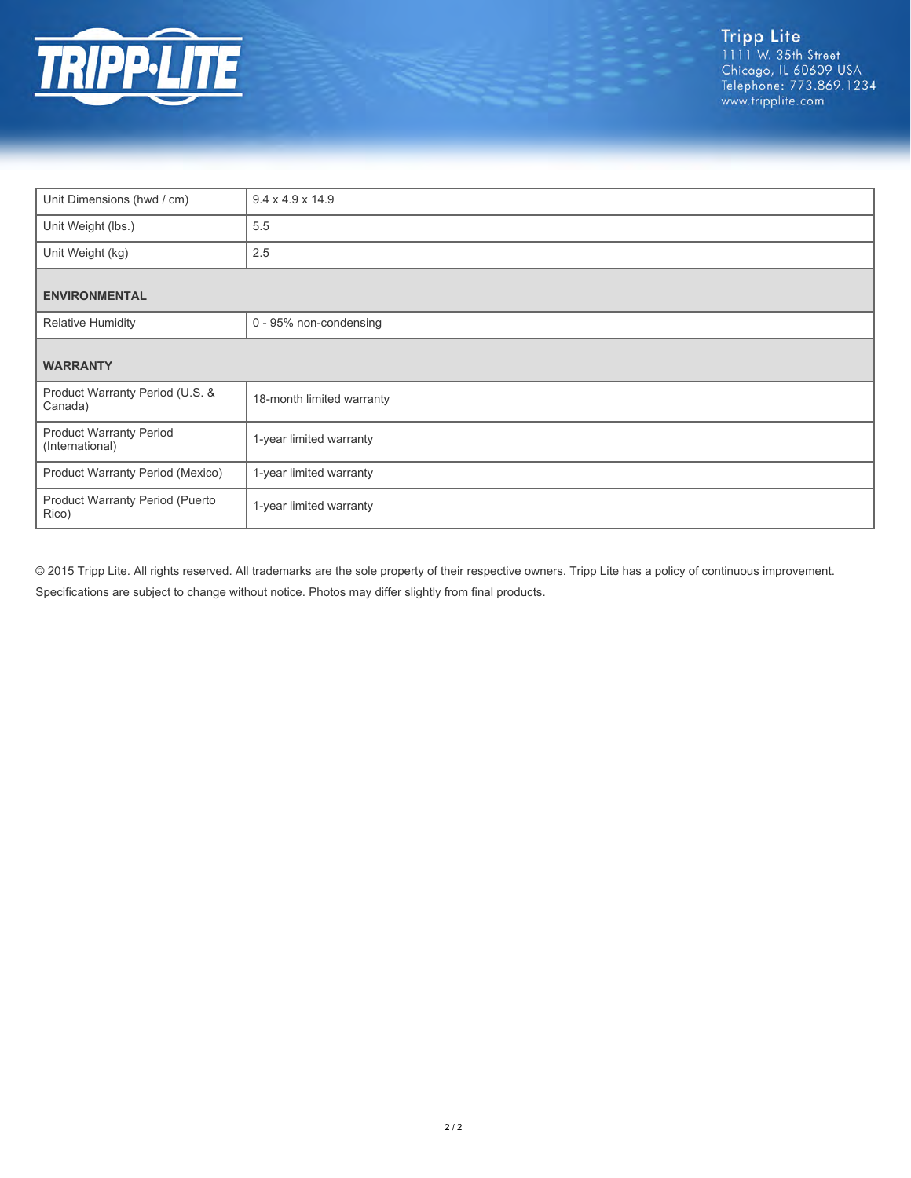Tripp Lite
1111 W. 35th Street
Chicago, IL 60609 USA
Telephone: 773.869.1234
www.tripplite.com

| | |
|---|---|
| Unit Dimensions (hwd / cm) | 9.4 x 4.9 x 14.9 |
| Unit Weight (lbs.) | 5.5 |
| Unit Weight (kg) | 2.5 |
| **ENVIRONMENTAL** | |
| Relative Humidity | 0 - 95% non-condensing |
| **WARRANTY** | |
| Product Warranty Period (U.S. & Canada) | 18-month limited warranty |
| Product Warranty Period (International) | 1-year limited warranty |
| Product Warranty Period (Mexico) | 1-year limited warranty |
| Product Warranty Period (Puerto Rico) | 1-year limited warranty |

© 2015 Tripp Lite. All rights reserved. All trademarks are the sole property of their respective owners. Tripp Lite has a policy of continuous improvement. Specifications are subject to change without notice. Photos may differ slightly from final products.